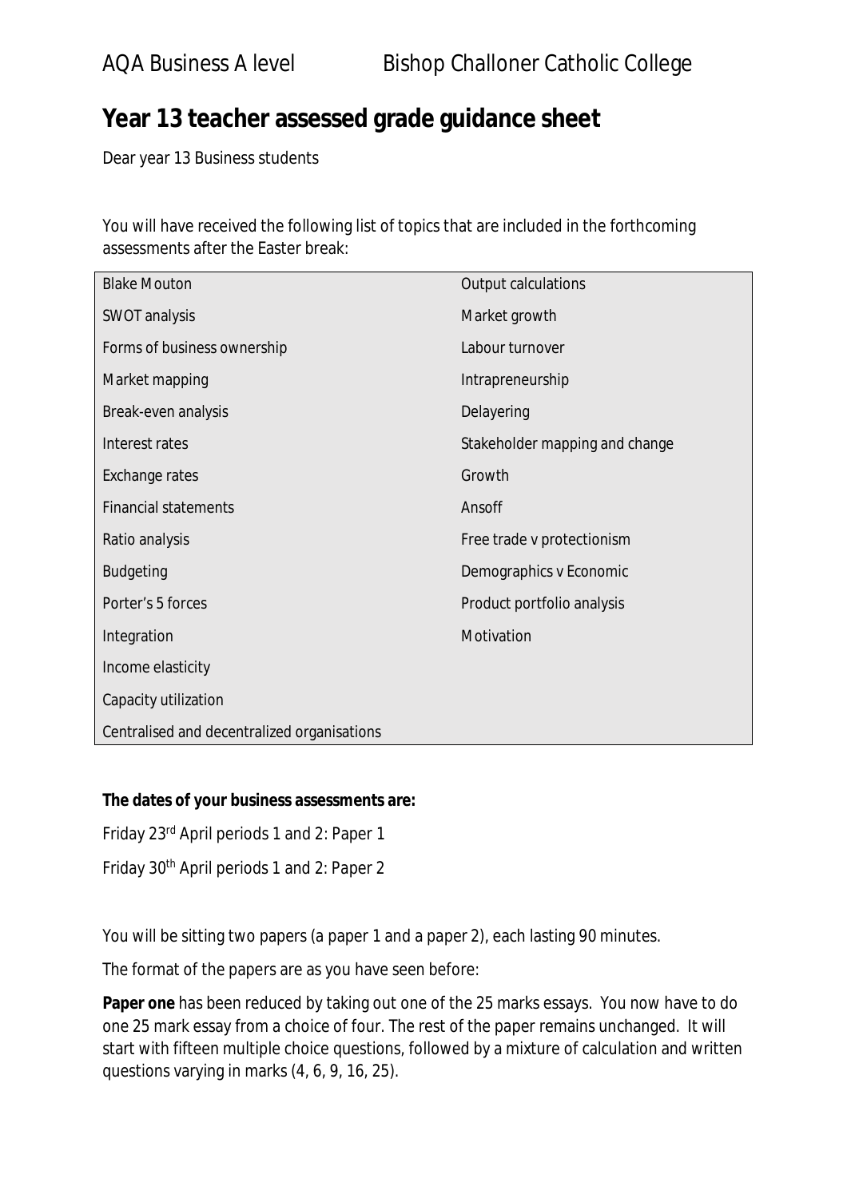AQA Business A level Bishop Challoner Catholic College

# Year 13 teacher assessed grade guidance sheet

Dear year 13 Business students

You will have received the following list of topics that are included in the forthcoming assessments after the Easter break:

| | |
|---|---|
| Blake Mouton | Output calculations |
| SWOT analysis | Market growth |
| Forms of business ownership | Labour turnover |
| Market mapping | Intrapreneurship |
| Break-even analysis | Delayering |
| Interest rates | Stakeholder mapping and change |
| Exchange rates | Growth |
| Financial statements | Ansoff |
| Ratio analysis | Free trade v protectionism |
| Budgeting | Demographics v Economic |
| Porter's 5 forces | Product portfolio analysis |
| Integration | Motivation |
| Income elasticity | |
| Capacity utilization | |
| Centralised and decentralized organisations | |

**The dates of your business assessments are:**

Friday 23rd April periods 1 and 2: Paper 1

Friday 30th April periods 1 and 2: Paper 2

You will be sitting two papers (a paper 1 and a paper 2), each lasting 90 minutes.

The format of the papers are as you have seen before:

**Paper one** has been reduced by taking out one of the 25 marks essays. You now have to do one 25 mark essay from a choice of four. The rest of the paper remains unchanged. It will start with fifteen multiple choice questions, followed by a mixture of calculation and written questions varying in marks (4, 6, 9, 16, 25).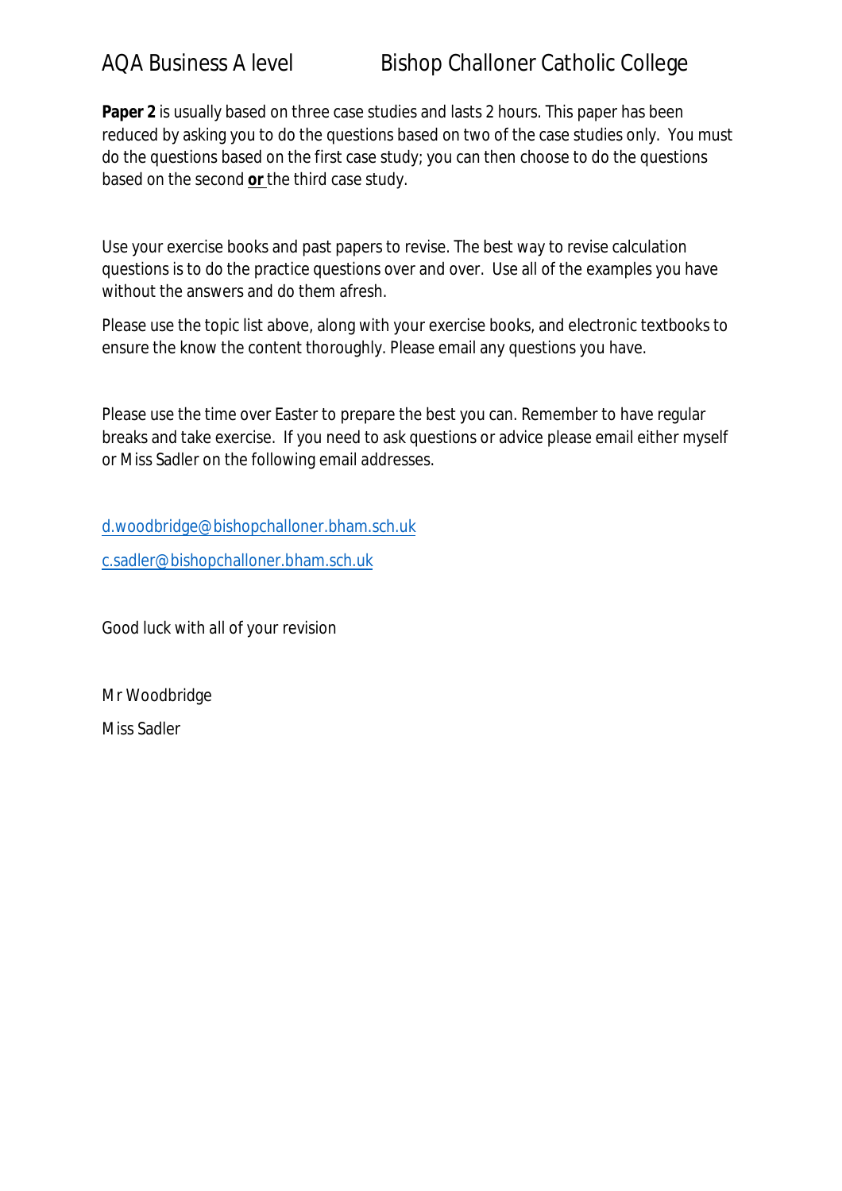AQA Business A level Bishop Challoner Catholic College

**Paper 2** is usually based on three case studies and lasts 2 hours. This paper has been reduced by asking you to do the questions based on two of the case studies only. You must do the questions based on the first case study; you can then choose to do the questions based on the second **or** the third case study.

Use your exercise books and past papers to revise. The best way to revise calculation questions is to do the practice questions over and over. Use all of the examples you have without the answers and do them afresh.

Please use the topic list above, along with your exercise books, and electronic textbooks to ensure the know the content thoroughly. Please email any questions you have.

Please use the time over Easter to prepare the best you can. Remember to have regular breaks and take exercise. If you need to ask questions or advice please email either myself or Miss Sadler on the following email addresses.

d.woodbridge@bishopchalloner.bham.sch.uk

c.sadler@bishopchalloner.bham.sch.uk

Good luck with all of your revision

Mr Woodbridge

Miss Sadler